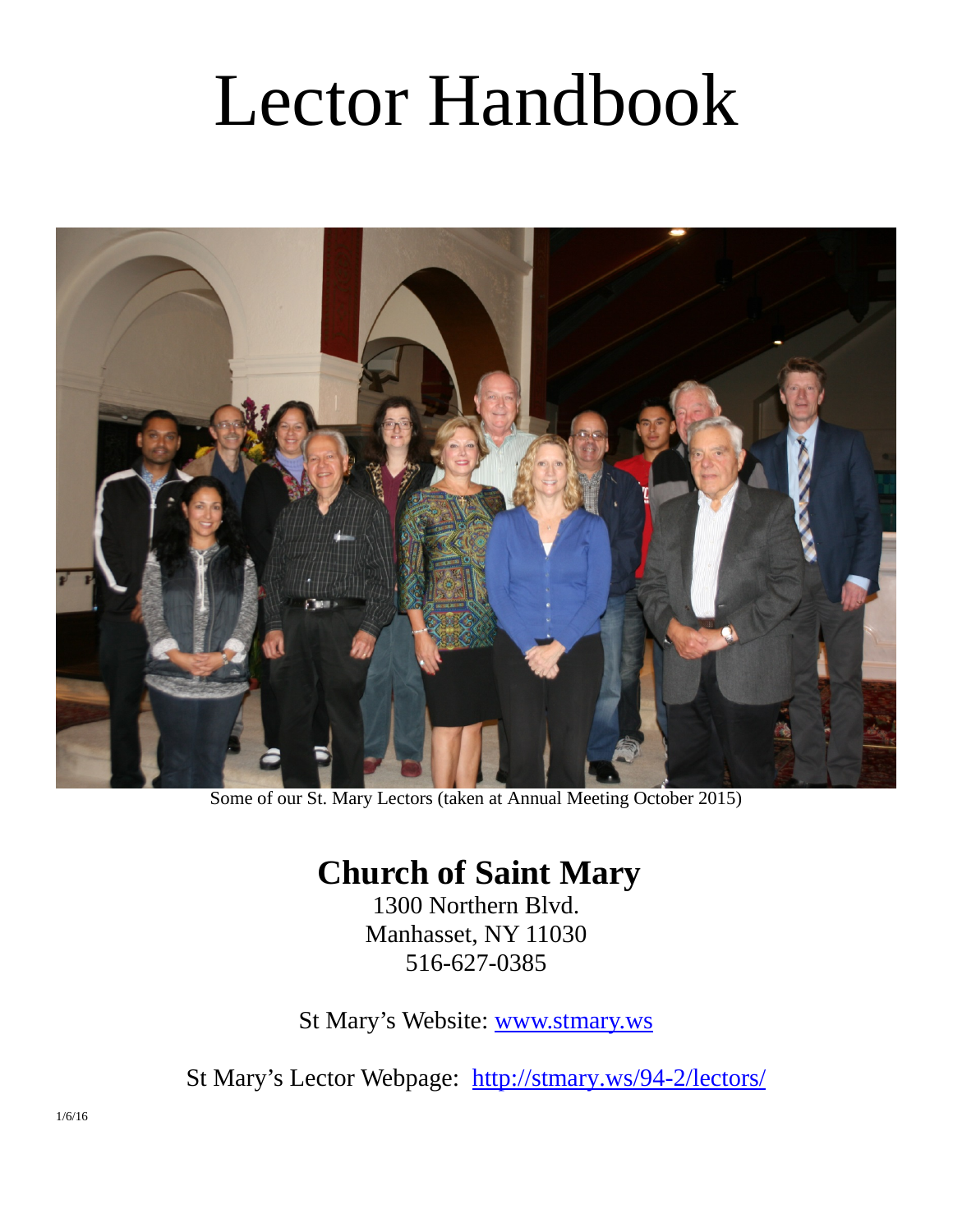# Lector Handbook

Some of our St. Mary Lectors (taken at Annual Meeting October 2015)

## Church of Saint Mary

1300 Northern Blvd.
Manhasset, NY 11030
516-627-0385

St Mary's Website: [www.stmary.ws](http://www.stmary.ws)

St Mary's Lector Webpage: [http://stmary.ws/94-2/lectors/](http://stmary.ws/94-2/lectors/)

1/6/16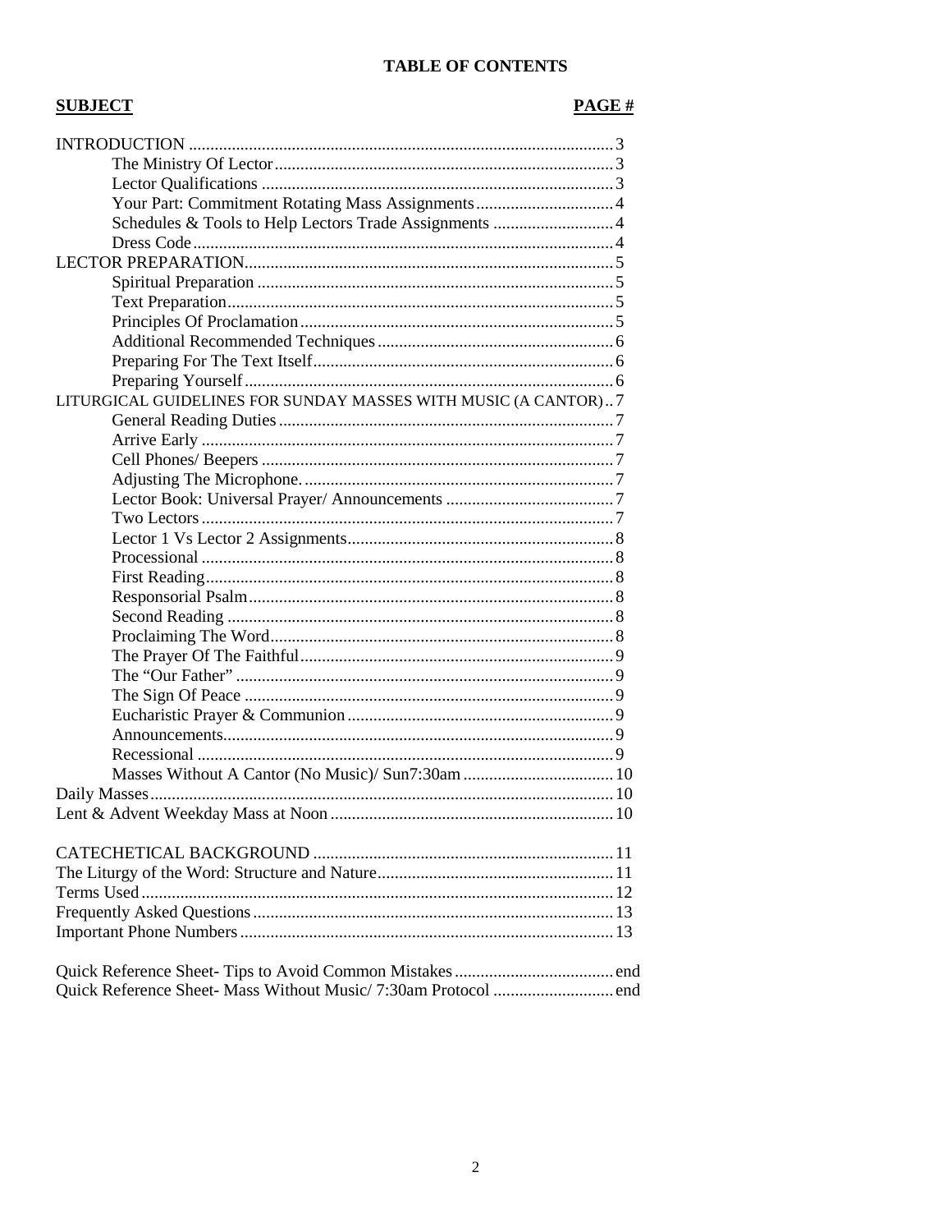**TABLE OF CONTENTS**

| SUBJECT | PAGE # |
|---|---|
| INTRODUCTION | 3 |
| The Ministry Of Lector | 3 |
| Lector Qualifications | 3 |
| Your Part: Commitment Rotating Mass Assignments | 4 |
| Schedules & Tools to Help Lectors Trade Assignments | 4 |
| Dress Code | 4 |
| LECTOR PREPARATION | 5 |
| Spiritual Preparation | 5 |
| Text Preparation | 5 |
| Principles Of Proclamation | 5 |
| Additional Recommended Techniques | 6 |
| Preparing For The Text Itself | 6 |
| Preparing Yourself | 6 |
| LITURGICAL GUIDELINES FOR SUNDAY MASSES WITH MUSIC (A CANTOR) | 7 |
| General Reading Duties | 7 |
| Arrive Early | 7 |
| Cell Phones/ Beepers | 7 |
| Adjusting The Microphone. | 7 |
| Lector Book: Universal Prayer/ Announcements | 7 |
| Two Lectors | 7 |
| Lector 1 Vs Lector 2 Assignments | 8 |
| Processional | 8 |
| First Reading | 8 |
| Responsorial Psalm | 8 |
| Second Reading | 8 |
| Proclaiming The Word | 8 |
| The Prayer Of The Faithful | 9 |
| The "Our Father" | 9 |
| The Sign Of Peace | 9 |
| Eucharistic Prayer & Communion | 9 |
| Announcements | 9 |
| Recessional | 9 |
| Masses Without A Cantor (No Music)/ Sun7:30am | 10 |
| Daily Masses | 10 |
| Lent & Advent Weekday Mass at Noon | 10 |
| CATECHETICAL BACKGROUND | 11 |
| The Liturgy of the Word: Structure and Nature | 11 |
| Terms Used | 12 |
| Frequently Asked Questions | 13 |
| Important Phone Numbers | 13 |
| Quick Reference Sheet- Tips to Avoid Common Mistakes | end |
| Quick Reference Sheet- Mass Without Music/ 7:30am Protocol | end |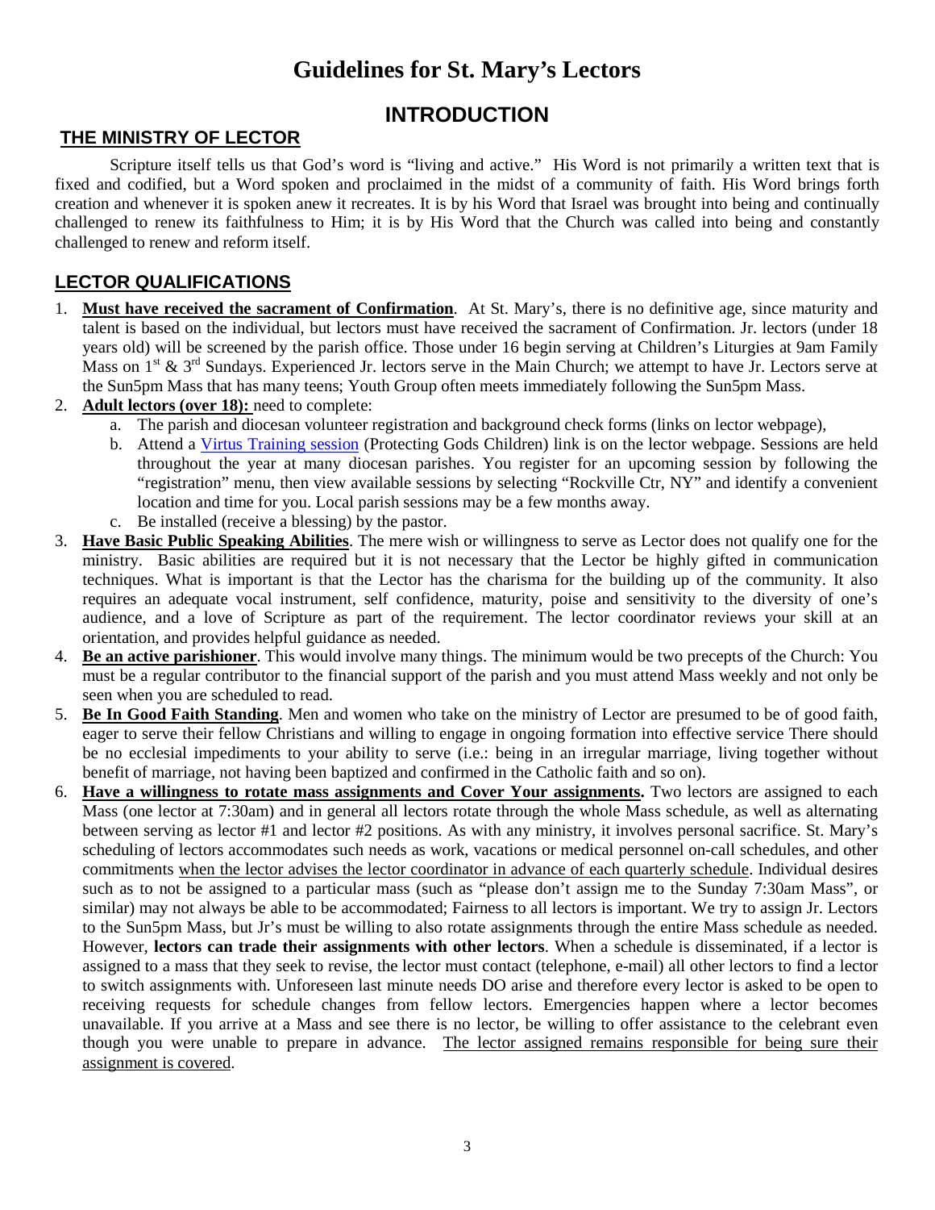# Guidelines for St. Mary's Lectors

## INTRODUCTION

### THE MINISTRY OF LECTOR

Scripture itself tells us that God's word is "living and active." His Word is not primarily a written text that is fixed and codified, but a Word spoken and proclaimed in the midst of a community of faith. His Word brings forth creation and whenever it is spoken anew it recreates. It is by his Word that Israel was brought into being and continually challenged to renew its faithfulness to Him; it is by His Word that the Church was called into being and constantly challenged to renew and reform itself.

### LECTOR QUALIFICATIONS

1. **Must have received the sacrament of Confirmation**. At St. Mary's, there is no definitive age, since maturity and talent is based on the individual, but lectors must have received the sacrament of Confirmation. Jr. lectors (under 18 years old) will be screened by the parish office. Those under 16 begin serving at Children's Liturgies at 9am Family Mass on 1st & 3rd Sundays. Experienced Jr. lectors serve in the Main Church; we attempt to have Jr. Lectors serve at the Sun5pm Mass that has many teens; Youth Group often meets immediately following the Sun5pm Mass.
2. **Adult lectors (over 18):** need to complete:
   a. The parish and diocesan volunteer registration and background check forms (links on lector webpage),
   b. Attend a Virtus Training session (Protecting Gods Children) link is on the lector webpage. Sessions are held throughout the year at many diocesan parishes. You register for an upcoming session by following the "registration" menu, then view available sessions by selecting "Rockville Ctr, NY" and identify a convenient location and time for you. Local parish sessions may be a few months away.
   c. Be installed (receive a blessing) by the pastor.
3. **Have Basic Public Speaking Abilities**. The mere wish or willingness to serve as Lector does not qualify one for the ministry. Basic abilities are required but it is not necessary that the Lector be highly gifted in communication techniques. What is important is that the Lector has the charisma for the building up of the community. It also requires an adequate vocal instrument, self confidence, maturity, poise and sensitivity to the diversity of one's audience, and a love of Scripture as part of the requirement. The lector coordinator reviews your skill at an orientation, and provides helpful guidance as needed.
4. **Be an active parishioner**. This would involve many things. The minimum would be two precepts of the Church: You must be a regular contributor to the financial support of the parish and you must attend Mass weekly and not only be seen when you are scheduled to read.
5. **Be In Good Faith Standing**. Men and women who take on the ministry of Lector are presumed to be of good faith, eager to serve their fellow Christians and willing to engage in ongoing formation into effective service There should be no ecclesial impediments to your ability to serve (i.e.: being in an irregular marriage, living together without benefit of marriage, not having been baptized and confirmed in the Catholic faith and so on).
6. **Have a willingness to rotate mass assignments and Cover Your assignments.** Two lectors are assigned to each Mass (one lector at 7:30am) and in general all lectors rotate through the whole Mass schedule, as well as alternating between serving as lector #1 and lector #2 positions. As with any ministry, it involves personal sacrifice. St. Mary's scheduling of lectors accommodates such needs as work, vacations or medical personnel on-call schedules, and other commitments when the lector advises the lector coordinator in advance of each quarterly schedule. Individual desires such as to not be assigned to a particular mass (such as "please don't assign me to the Sunday 7:30am Mass", or similar) may not always be able to be accommodated; Fairness to all lectors is important. We try to assign Jr. Lectors to the Sun5pm Mass, but Jr's must be willing to also rotate assignments through the entire Mass schedule as needed. However, **lectors can trade their assignments with other lectors**. When a schedule is disseminated, if a lector is assigned to a mass that they seek to revise, the lector must contact (telephone, e-mail) all other lectors to find a lector to switch assignments with. Unforeseen last minute needs DO arise and therefore every lector is asked to be open to receiving requests for schedule changes from fellow lectors. Emergencies happen where a lector becomes unavailable. If you arrive at a Mass and see there is no lector, be willing to offer assistance to the celebrant even though you were unable to prepare in advance. The lector assigned remains responsible for being sure their assignment is covered.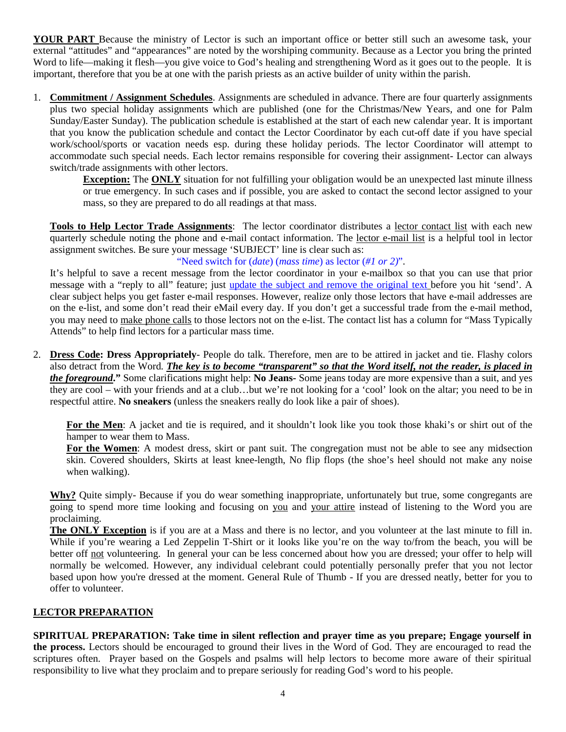**YOUR PART** Because the ministry of Lector is such an important office or better still such an awesome task, your external "attitudes" and "appearances" are noted by the worshiping community. Because as a Lector you bring the printed Word to life—making it flesh—you give voice to God's healing and strengthening Word as it goes out to the people. It is important, therefore that you be at one with the parish priests as an active builder of unity within the parish.

1. **Commitment / Assignment Schedules**. Assignments are scheduled in advance. There are four quarterly assignments plus two special holiday assignments which are published (one for the Christmas/New Years, and one for Palm Sunday/Easter Sunday). The publication schedule is established at the start of each new calendar year. It is important that you know the publication schedule and contact the Lector Coordinator by each cut-off date if you have special work/school/sports or vacation needs esp. during these holiday periods. The lector Coordinator will attempt to accommodate such special needs. Each lector remains responsible for covering their assignment- Lector can always switch/trade assignments with other lectors.

    **Exception:** The **ONLY** situation for not fulfilling your obligation would be an unexpected last minute illness or true emergency. In such cases and if possible, you are asked to contact the second lector assigned to your mass, so they are prepared to do all readings at that mass.

    **Tools to Help Lector Trade Assignments**: The lector coordinator distributes a lector contact list with each new quarterly schedule noting the phone and e-mail contact information. The lector e-mail list is a helpful tool in lector assignment switches. Be sure your message 'SUBJECT' line is clear such as:

    "Need switch for (*date*) (*mass time*) as lector (*#1 or 2*)".

    It's helpful to save a recent message from the lector coordinator in your e-mailbox so that you can use that prior message with a "reply to all" feature; just update the subject and remove the original text before you hit 'send'. A clear subject helps you get faster e-mail responses. However, realize only those lectors that have e-mail addresses are on the e-list, and some don't read their eMail every day. If you don't get a successful trade from the e-mail method, you may need to make phone calls to those lectors not on the e-list. The contact list has a column for "Mass Typically Attends" to help find lectors for a particular mass time.

2. **Dress Code: Dress Appropriately**- People do talk. Therefore, men are to be attired in jacket and tie. Flashy colors also detract from the Word. ***The key is to become "transparent" so that the Word itself, not the reader, is placed in the foreground*."** Some clarifications might help: **No Jeans-** Some jeans today are more expensive than a suit, and yes they are cool – with your friends and at a club…but we're not looking for a 'cool' look on the altar; you need to be in respectful attire. **No sneakers** (unless the sneakers really do look like a pair of shoes).

    **For the Men**: A jacket and tie is required, and it shouldn't look like you took those khaki's or shirt out of the hamper to wear them to Mass.

    **For the Women**: A modest dress, skirt or pant suit. The congregation must not be able to see any midsection skin. Covered shoulders, Skirts at least knee-length, No flip flops (the shoe's heel should not make any noise when walking).

    **Why?** Quite simply- Because if you do wear something inappropriate, unfortunately but true, some congregants are going to spend more time looking and focusing on you and your attire instead of listening to the Word you are proclaiming.

    **The ONLY Exception** is if you are at a Mass and there is no lector, and you volunteer at the last minute to fill in. While if you're wearing a Led Zeppelin T-Shirt or it looks like you're on the way to/from the beach, you will be better off not volunteering. In general your can be less concerned about how you are dressed; your offer to help will normally be welcomed. However, any individual celebrant could potentially personally prefer that you not lector based upon how you're dressed at the moment. General Rule of Thumb - If you are dressed neatly, better for you to offer to volunteer.

## LECTOR PREPARATION

**SPIRITUAL PREPARATION: Take time in silent reflection and prayer time as you prepare; Engage yourself in the process.** Lectors should be encouraged to ground their lives in the Word of God. They are encouraged to read the scriptures often. Prayer based on the Gospels and psalms will help lectors to become more aware of their spiritual responsibility to live what they proclaim and to prepare seriously for reading God's word to his people.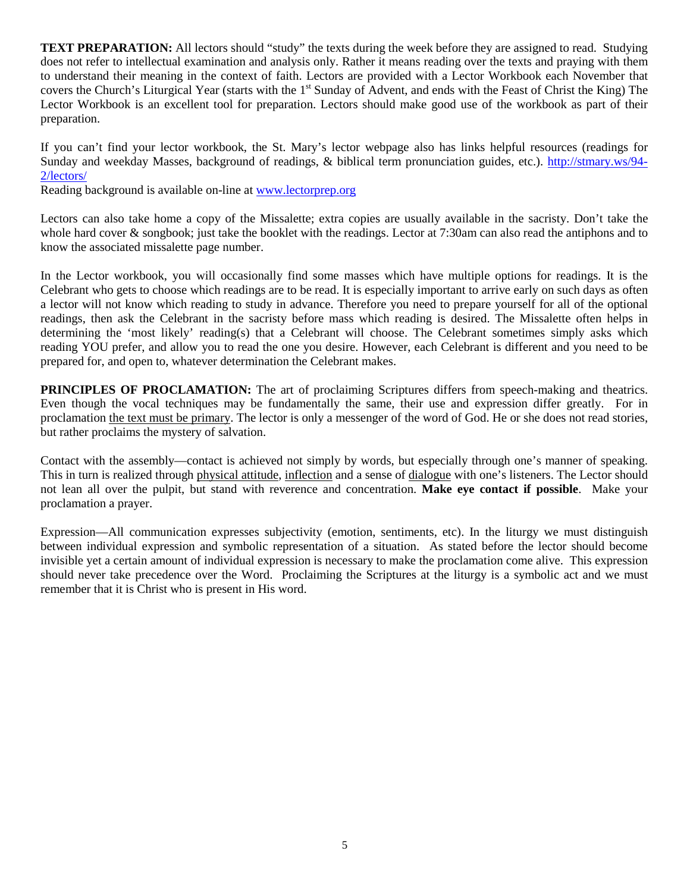**TEXT PREPARATION:** All lectors should "study" the texts during the week before they are assigned to read. Studying does not refer to intellectual examination and analysis only. Rather it means reading over the texts and praying with them to understand their meaning in the context of faith. Lectors are provided with a Lector Workbook each November that covers the Church's Liturgical Year (starts with the 1st Sunday of Advent, and ends with the Feast of Christ the King) The Lector Workbook is an excellent tool for preparation. Lectors should make good use of the workbook as part of their preparation.

If you can't find your lector workbook, the St. Mary's lector webpage also has links helpful resources (readings for Sunday and weekday Masses, background of readings, & biblical term pronunciation guides, etc.). [http://stmary.ws/94-2/lectors/](http://stmary.ws/94-2/lectors/)
Reading background is available on-line at [www.lectorprep.org](www.lectorprep.org)

Lectors can also take home a copy of the Missalette; extra copies are usually available in the sacristy. Don't take the whole hard cover & songbook; just take the booklet with the readings. Lector at 7:30am can also read the antiphons and to know the associated missalette page number.

In the Lector workbook, you will occasionally find some masses which have multiple options for readings. It is the Celebrant who gets to choose which readings are to be read. It is especially important to arrive early on such days as often a lector will not know which reading to study in advance. Therefore you need to prepare yourself for all of the optional readings, then ask the Celebrant in the sacristy before mass which reading is desired. The Missalette often helps in determining the 'most likely' reading(s) that a Celebrant will choose. The Celebrant sometimes simply asks which reading YOU prefer, and allow you to read the one you desire. However, each Celebrant is different and you need to be prepared for, and open to, whatever determination the Celebrant makes.

**PRINCIPLES OF PROCLAMATION:** The art of proclaiming Scriptures differs from speech-making and theatrics. Even though the vocal techniques may be fundamentally the same, their use and expression differ greatly. For in proclamation <u>the text must be primary</u>. The lector is only a messenger of the word of God. He or she does not read stories, but rather proclaims the mystery of salvation.

Contact with the assembly—contact is achieved not simply by words, but especially through one's manner of speaking. This in turn is realized through <u>physical attitude</u>, <u>inflection</u> and a sense of <u>dialogue</u> with one's listeners. The Lector should not lean all over the pulpit, but stand with reverence and concentration. **Make eye contact if possible**. Make your proclamation a prayer.

Expression—All communication expresses subjectivity (emotion, sentiments, etc). In the liturgy we must distinguish between individual expression and symbolic representation of a situation. As stated before the lector should become invisible yet a certain amount of individual expression is necessary to make the proclamation come alive. This expression should never take precedence over the Word. Proclaiming the Scriptures at the liturgy is a symbolic act and we must remember that it is Christ who is present in His word.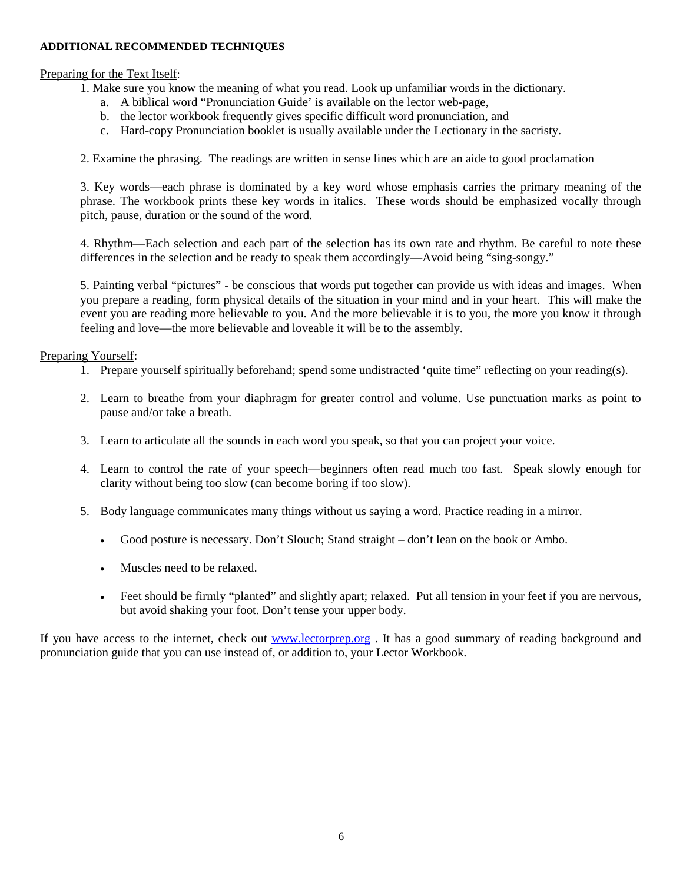**ADDITIONAL RECOMMENDED TECHNIQUES**

<u>Preparing for the Text Itself</u>:

1. Make sure you know the meaning of what you read. Look up unfamiliar words in the dictionary.
   a. A biblical word "Pronunciation Guide' is available on the lector web-page,
   b. the lector workbook frequently gives specific difficult word pronunciation, and
   c. Hard-copy Pronunciation booklet is usually available under the Lectionary in the sacristy.

2. Examine the phrasing. The readings are written in sense lines which are an aide to good proclamation

3. Key words—each phrase is dominated by a key word whose emphasis carries the primary meaning of the phrase. The workbook prints these key words in italics. These words should be emphasized vocally through pitch, pause, duration or the sound of the word.

4. Rhythm—Each selection and each part of the selection has its own rate and rhythm. Be careful to note these differences in the selection and be ready to speak them accordingly—Avoid being "sing-songy."

5. Painting verbal "pictures" - be conscious that words put together can provide us with ideas and images. When you prepare a reading, form physical details of the situation in your mind and in your heart. This will make the event you are reading more believable to you. And the more believable it is to you, the more you know it through feeling and love—the more believable and loveable it will be to the assembly.

<u>Preparing Yourself</u>:

1. Prepare yourself spiritually beforehand; spend some undistracted 'quite time" reflecting on your reading(s).

2. Learn to breathe from your diaphragm for greater control and volume. Use punctuation marks as point to pause and/or take a breath.

3. Learn to articulate all the sounds in each word you speak, so that you can project your voice.

4. Learn to control the rate of your speech—beginners often read much too fast. Speak slowly enough for clarity without being too slow (can become boring if too slow).

5. Body language communicates many things without us saying a word. Practice reading in a mirror.

   - Good posture is necessary. Don't Slouch; Stand straight – don't lean on the book or Ambo.

   - Muscles need to be relaxed.

   - Feet should be firmly "planted" and slightly apart; relaxed. Put all tension in your feet if you are nervous, but avoid shaking your foot. Don't tense your upper body.

If you have access to the internet, check out [www.lectorprep.org](http://www.lectorprep.org) . It has a good summary of reading background and pronunciation guide that you can use instead of, or addition to, your Lector Workbook.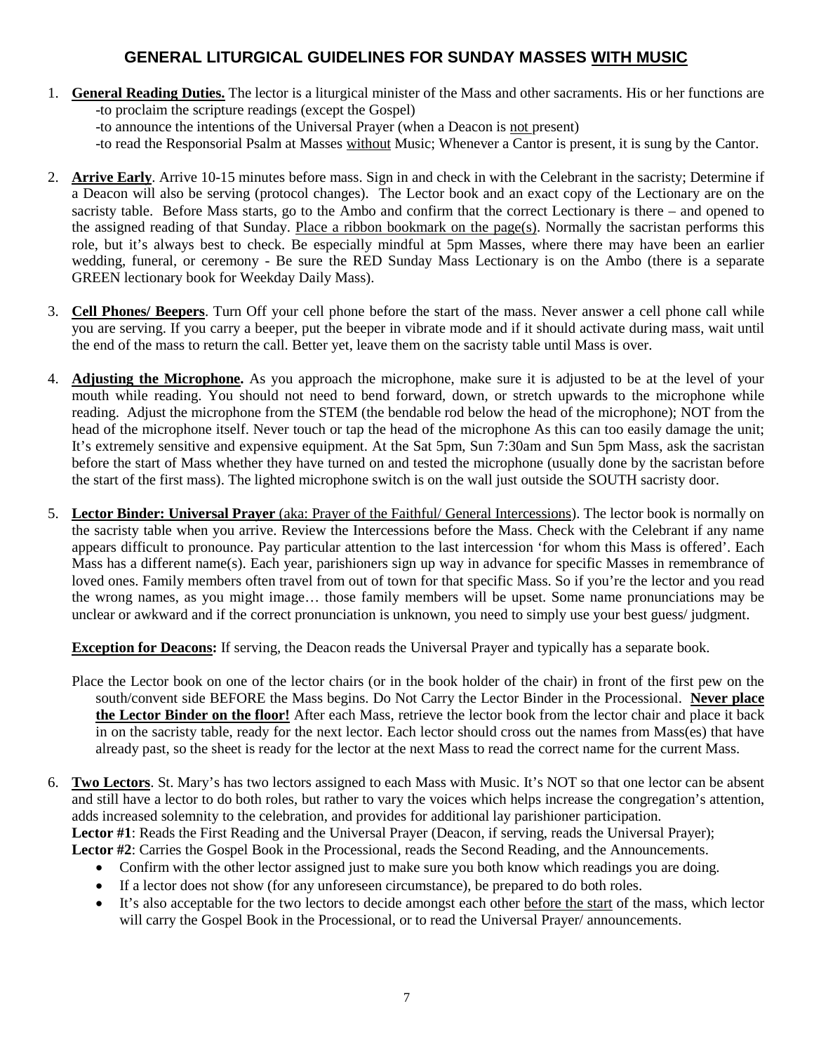## GENERAL LITURGICAL GUIDELINES FOR SUNDAY MASSES <u>WITH MUSIC</u>

1. **<u>General Reading Duties.</u>** The lector is a liturgical minister of the Mass and other sacraments. His or her functions are
   -to proclaim the scripture readings (except the Gospel)
   -to announce the intentions of the Universal Prayer (when a Deacon is <u>not</u> present)
   -to read the Responsorial Psalm at Masses <u>without</u> Music; Whenever a Cantor is present, it is sung by the Cantor.

2. **<u>Arrive Early</u>**. Arrive 10-15 minutes before mass. Sign in and check in with the Celebrant in the sacristy; Determine if a Deacon will also be serving (protocol changes). The Lector book and an exact copy of the Lectionary are on the sacristy table. Before Mass starts, go to the Ambo and confirm that the correct Lectionary is there – and opened to the assigned reading of that Sunday. <u>Place a ribbon bookmark on the page(s)</u>. Normally the sacristan performs this role, but it's always best to check. Be especially mindful at 5pm Masses, where there may have been an earlier wedding, funeral, or ceremony - Be sure the RED Sunday Mass Lectionary is on the Ambo (there is a separate GREEN lectionary book for Weekday Daily Mass).

3. **<u>Cell Phones/ Beepers</u>**. Turn Off your cell phone before the start of the mass. Never answer a cell phone call while you are serving. If you carry a beeper, put the beeper in vibrate mode and if it should activate during mass, wait until the end of the mass to return the call. Better yet, leave them on the sacristy table until Mass is over.

4. **<u>Adjusting the Microphone</u>.** As you approach the microphone, make sure it is adjusted to be at the level of your mouth while reading. You should not need to bend forward, down, or stretch upwards to the microphone while reading. Adjust the microphone from the STEM (the bendable rod below the head of the microphone); NOT from the head of the microphone itself. Never touch or tap the head of the microphone As this can too easily damage the unit; It's extremely sensitive and expensive equipment. At the Sat 5pm, Sun 7:30am and Sun 5pm Mass, ask the sacristan before the start of Mass whether they have turned on and tested the microphone (usually done by the sacristan before the start of the first mass). The lighted microphone switch is on the wall just outside the SOUTH sacristy door.

5. **<u>Lector Binder: Universal Prayer</u>** <u>(aka: Prayer of the Faithful/ General Intercessions)</u>. The lector book is normally on the sacristy table when you arrive. Review the Intercessions before the Mass. Check with the Celebrant if any name appears difficult to pronounce. Pay particular attention to the last intercession 'for whom this Mass is offered'. Each Mass has a different name(s). Each year, parishioners sign up way in advance for specific Masses in remembrance of loved ones. Family members often travel from out of town for that specific Mass. So if you're the lector and you read the wrong names, as you might image… those family members will be upset. Some name pronunciations may be unclear or awkward and if the correct pronunciation is unknown, you need to simply use your best guess/ judgment.

   **<u>Exception for Deacons</u>:** If serving, the Deacon reads the Universal Prayer and typically has a separate book.

   Place the Lector book on one of the lector chairs (or in the book holder of the chair) in front of the first pew on the south/convent side BEFORE the Mass begins. Do Not Carry the Lector Binder in the Processional. **<u>Never place the Lector Binder on the floor!</u>** After each Mass, retrieve the lector book from the lector chair and place it back in on the sacristy table, ready for the next lector. Each lector should cross out the names from Mass(es) that have already past, so the sheet is ready for the lector at the next Mass to read the correct name for the current Mass.

6. **<u>Two Lectors</u>**. St. Mary's has two lectors assigned to each Mass with Music. It's NOT so that one lector can be absent and still have a lector to do both roles, but rather to vary the voices which helps increase the congregation's attention, adds increased solemnity to the celebration, and provides for additional lay parishioner participation.
   **Lector #1**: Reads the First Reading and the Universal Prayer (Deacon, if serving, reads the Universal Prayer);
   **Lector #2**: Carries the Gospel Book in the Processional, reads the Second Reading, and the Announcements.
   - Confirm with the other lector assigned just to make sure you both know which readings you are doing.
   - If a lector does not show (for any unforeseen circumstance), be prepared to do both roles.
   - It's also acceptable for the two lectors to decide amongst each other <u>before the start</u> of the mass, which lector will carry the Gospel Book in the Processional, or to read the Universal Prayer/ announcements.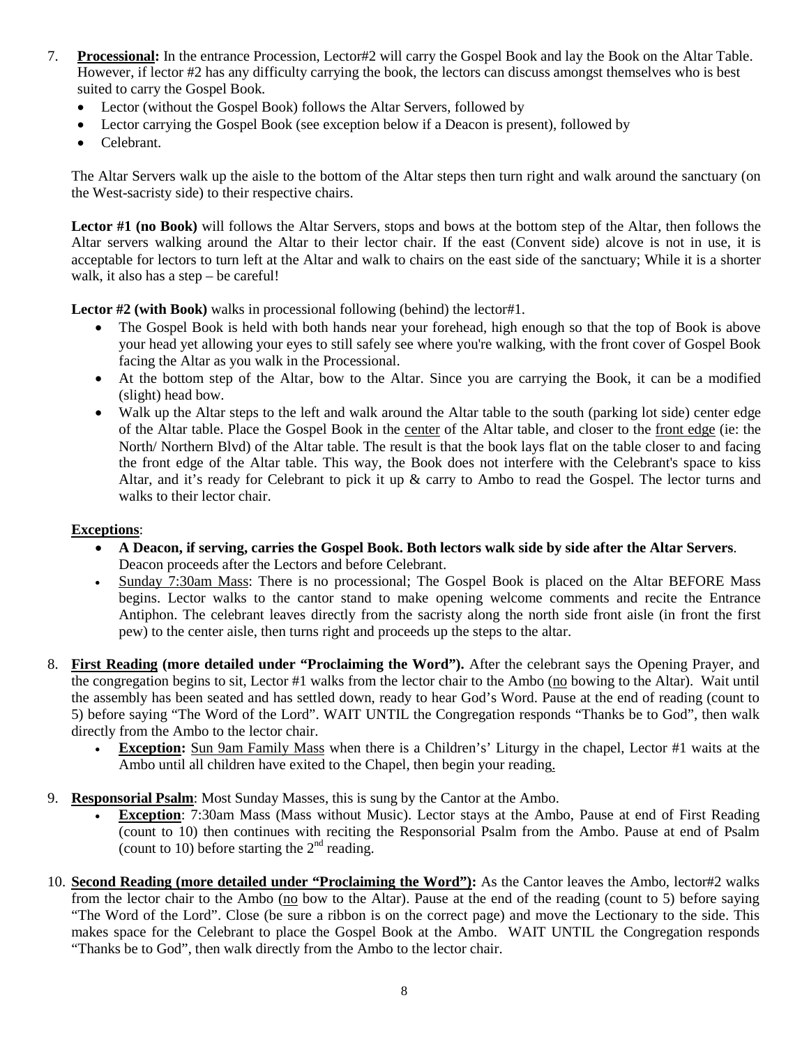7. **Processional:** In the entrance Procession, Lector#2 will carry the Gospel Book and lay the Book on the Altar Table. However, if lector #2 has any difficulty carrying the book, the lectors can discuss amongst themselves who is best suited to carry the Gospel Book.
   - Lector (without the Gospel Book) follows the Altar Servers, followed by
   - Lector carrying the Gospel Book (see exception below if a Deacon is present), followed by
   - Celebrant.

   The Altar Servers walk up the aisle to the bottom of the Altar steps then turn right and walk around the sanctuary (on the West-sacristy side) to their respective chairs.

   **Lector #1 (no Book)** will follows the Altar Servers, stops and bows at the bottom step of the Altar, then follows the Altar servers walking around the Altar to their lector chair. If the east (Convent side) alcove is not in use, it is acceptable for lectors to turn left at the Altar and walk to chairs on the east side of the sanctuary; While it is a shorter walk, it also has a step – be careful!

   **Lector #2 (with Book)** walks in processional following (behind) the lector#1.
   - The Gospel Book is held with both hands near your forehead, high enough so that the top of Book is above your head yet allowing your eyes to still safely see where you're walking, with the front cover of Gospel Book facing the Altar as you walk in the Processional.
   - At the bottom step of the Altar, bow to the Altar. Since you are carrying the Book, it can be a modified (slight) head bow.
   - Walk up the Altar steps to the left and walk around the Altar table to the south (parking lot side) center edge of the Altar table. Place the Gospel Book in the <u>center</u> of the Altar table, and closer to the <u>front edge</u> (ie: the North/ Northern Blvd) of the Altar table. The result is that the book lays flat on the table closer to and facing the front edge of the Altar table. This way, the Book does not interfere with the Celebrant's space to kiss Altar, and it's ready for Celebrant to pick it up & carry to Ambo to read the Gospel. The lector turns and walks to their lector chair.

   **<u>Exceptions</u>**:
   - **A Deacon, if serving, carries the Gospel Book. Both lectors walk side by side after the Altar Servers**. Deacon proceeds after the Lectors and before Celebrant.
   - <u>Sunday 7:30am Mass</u>: There is no processional; The Gospel Book is placed on the Altar BEFORE Mass begins. Lector walks to the cantor stand to make opening welcome comments and recite the Entrance Antiphon. The celebrant leaves directly from the sacristy along the north side front aisle (in front the first pew) to the center aisle, then turns right and proceeds up the steps to the altar.

8. **<u>First Reading</u> (more detailed under "Proclaiming the Word").** After the celebrant says the Opening Prayer, and the congregation begins to sit, Lector #1 walks from the lector chair to the Ambo (<u>no</u> bowing to the Altar). Wait until the assembly has been seated and has settled down, ready to hear God's Word. Pause at the end of reading (count to 5) before saying "The Word of the Lord". WAIT UNTIL the Congregation responds "Thanks be to God", then walk directly from the Ambo to the lector chair.
   - **Exception:** <u>Sun 9am Family Mass</u> when there is a Children's' Liturgy in the chapel, Lector #1 waits at the Ambo until all children have exited to the Chapel, then begin your reading.

9. **<u>Responsorial Psalm</u>**: Most Sunday Masses, this is sung by the Cantor at the Ambo.
   - **<u>Exception</u>**: 7:30am Mass (Mass without Music). Lector stays at the Ambo, Pause at end of First Reading (count to 10) then continues with reciting the Responsorial Psalm from the Ambo. Pause at end of Psalm (count to 10) before starting the 2nd reading.

10. **<u>Second Reading</u> (more detailed under "Proclaiming the Word"):** As the Cantor leaves the Ambo, lector#2 walks from the lector chair to the Ambo (<u>no</u> bow to the Altar). Pause at the end of the reading (count to 5) before saying "The Word of the Lord". Close (be sure a ribbon is on the correct page) and move the Lectionary to the side. This makes space for the Celebrant to place the Gospel Book at the Ambo. WAIT UNTIL the Congregation responds "Thanks be to God", then walk directly from the Ambo to the lector chair.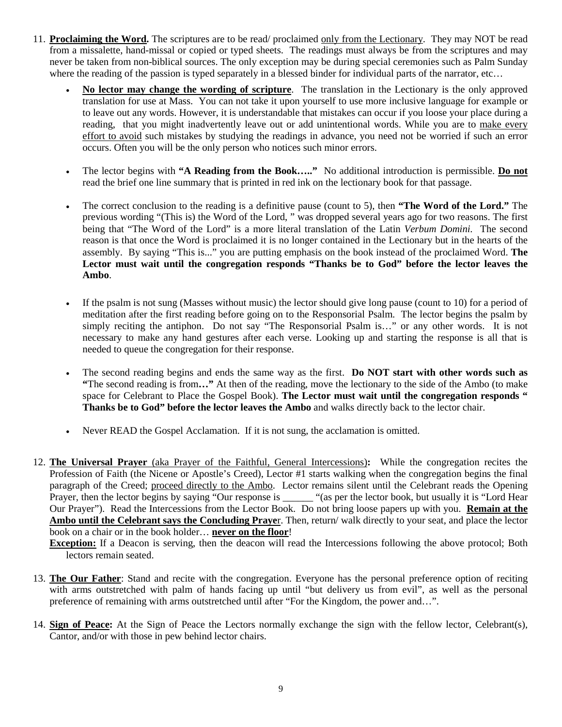11. **Proclaiming the Word.** The scriptures are to be read/ proclaimed only from the Lectionary. They may NOT be read from a missalette, hand-missal or copied or typed sheets. The readings must always be from the scriptures and may never be taken from non-biblical sources. The only exception may be during special ceremonies such as Palm Sunday where the reading of the passion is typed separately in a blessed binder for individual parts of the narrator, etc…

    - **No lector may change the wording of scripture**. The translation in the Lectionary is the only approved translation for use at Mass. You can not take it upon yourself to use more inclusive language for example or to leave out any words. However, it is understandable that mistakes can occur if you loose your place during a reading, that you might inadvertently leave out or add unintentional words. While you are to make every effort to avoid such mistakes by studying the readings in advance, you need not be worried if such an error occurs. Often you will be the only person who notices such minor errors.

    - The lector begins with **"A Reading from the Book….."** No additional introduction is permissible. **Do not** read the brief one line summary that is printed in red ink on the lectionary book for that passage.

    - The correct conclusion to the reading is a definitive pause (count to 5), then **"The Word of the Lord."** The previous wording "(This is) the Word of the Lord, " was dropped several years ago for two reasons. The first being that "The Word of the Lord" is a more literal translation of the Latin *Verbum Domini.* The second reason is that once the Word is proclaimed it is no longer contained in the Lectionary but in the hearts of the assembly. By saying "This is..." you are putting emphasis on the book instead of the proclaimed Word. **The Lector must wait until the congregation responds "Thanks be to God" before the lector leaves the Ambo**.

    - If the psalm is not sung (Masses without music) the lector should give long pause (count to 10) for a period of meditation after the first reading before going on to the Responsorial Psalm. The lector begins the psalm by simply reciting the antiphon. Do not say "The Responsorial Psalm is…" or any other words. It is not necessary to make any hand gestures after each verse. Looking up and starting the response is all that is needed to queue the congregation for their response.

    - The second reading begins and ends the same way as the first. **Do NOT start with other words such as "**The second reading is from**…"** At then of the reading, move the lectionary to the side of the Ambo (to make space for Celebrant to Place the Gospel Book). **The Lector must wait until the congregation responds " Thanks be to God" before the lector leaves the Ambo** and walks directly back to the lector chair.

    - Never READ the Gospel Acclamation. If it is not sung, the acclamation is omitted.

12. **The Universal Prayer** (aka Prayer of the Faithful, General Intercessions)**:** While the congregation recites the Profession of Faith (the Nicene or Apostle's Creed), Lector #1 starts walking when the congregation begins the final paragraph of the Creed; proceed directly to the Ambo. Lector remains silent until the Celebrant reads the Opening Prayer, then the lector begins by saying "Our response is ______ "(as per the lector book, but usually it is "Lord Hear Our Prayer"). Read the Intercessions from the Lector Book. Do not bring loose papers up with you. **Remain at the Ambo until the Celebrant says the Concluding Praye**r. Then, return/ walk directly to your seat, and place the lector book on a chair or in the book holder… **never on the floor**!

    **Exception:** If a Deacon is serving, then the deacon will read the Intercessions following the above protocol; Both lectors remain seated.

13. **The Our Father**: Stand and recite with the congregation. Everyone has the personal preference option of reciting with arms outstretched with palm of hands facing up until "but delivery us from evil", as well as the personal preference of remaining with arms outstretched until after "For the Kingdom, the power and…".

14. **Sign of Peace:** At the Sign of Peace the Lectors normally exchange the sign with the fellow lector, Celebrant(s), Cantor, and/or with those in pew behind lector chairs.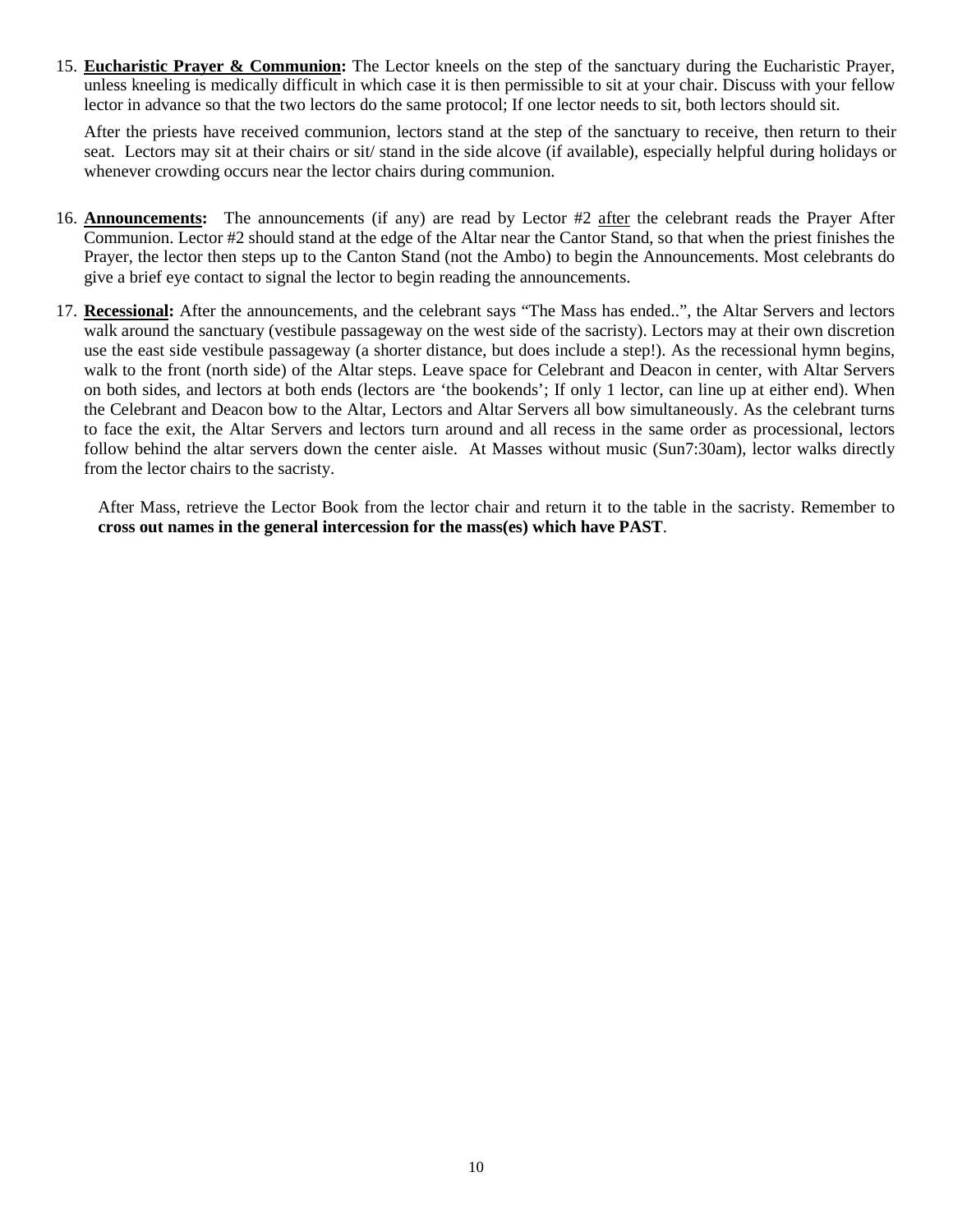15. **<u>Eucharistic Prayer & Communion</u>:** The Lector kneels on the step of the sanctuary during the Eucharistic Prayer, unless kneeling is medically difficult in which case it is then permissible to sit at your chair. Discuss with your fellow lector in advance so that the two lectors do the same protocol; If one lector needs to sit, both lectors should sit.

    After the priests have received communion, lectors stand at the step of the sanctuary to receive, then return to their seat. Lectors may sit at their chairs or sit/ stand in the side alcove (if available), especially helpful during holidays or whenever crowding occurs near the lector chairs during communion.

16. **<u>Announcements</u>:** The announcements (if any) are read by Lector #2 <u>after</u> the celebrant reads the Prayer After Communion. Lector #2 should stand at the edge of the Altar near the Cantor Stand, so that when the priest finishes the Prayer, the lector then steps up to the Canton Stand (not the Ambo) to begin the Announcements. Most celebrants do give a brief eye contact to signal the lector to begin reading the announcements.

17. **<u>Recessional</u>:** After the announcements, and the celebrant says "The Mass has ended..", the Altar Servers and lectors walk around the sanctuary (vestibule passageway on the west side of the sacristy). Lectors may at their own discretion use the east side vestibule passageway (a shorter distance, but does include a step!). As the recessional hymn begins, walk to the front (north side) of the Altar steps. Leave space for Celebrant and Deacon in center, with Altar Servers on both sides, and lectors at both ends (lectors are 'the bookends'; If only 1 lector, can line up at either end). When the Celebrant and Deacon bow to the Altar, Lectors and Altar Servers all bow simultaneously. As the celebrant turns to face the exit, the Altar Servers and lectors turn around and all recess in the same order as processional, lectors follow behind the altar servers down the center aisle. At Masses without music (Sun7:30am), lector walks directly from the lector chairs to the sacristy.

    After Mass, retrieve the Lector Book from the lector chair and return it to the table in the sacristy. Remember to **cross out names in the general intercession for the mass(es) which have PAST**.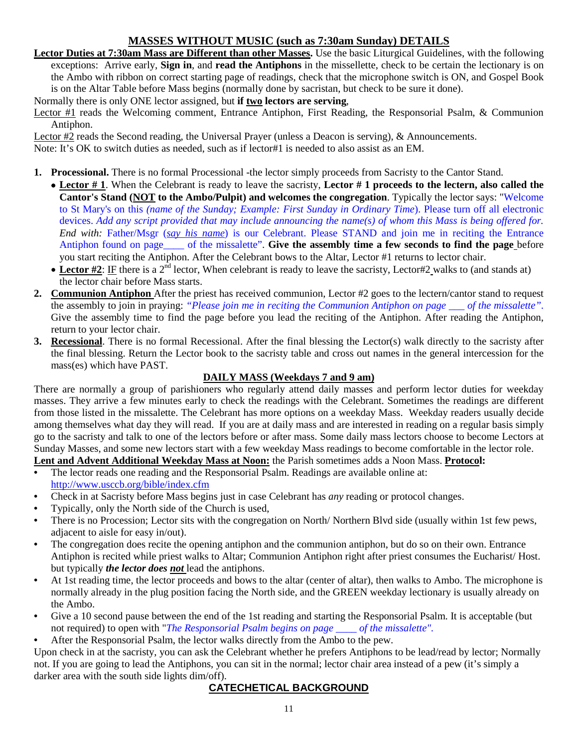## MASSES WITHOUT MUSIC (such as 7:30am Sunday) DETAILS

**Lector Duties at 7:30am Mass are Different than other Masses.** Use the basic Liturgical Guidelines, with the following exceptions: Arrive early, **Sign in**, and **read the Antiphons** in the missellette, check to be certain the lectionary is on the Ambo with ribbon on correct starting page of readings, check that the microphone switch is ON, and Gospel Book is on the Altar Table before Mass begins (normally done by sacristan, but check to be sure it done).

Normally there is only ONE lector assigned, but **if two lectors are serving**,

Lector #1 reads the Welcoming comment, Entrance Antiphon, First Reading, the Responsorial Psalm, & Communion Antiphon.

Lector #2 reads the Second reading, the Universal Prayer (unless a Deacon is serving), & Announcements.

Note: It's OK to switch duties as needed, such as if lector#1 is needed to also assist as an EM.

1. **Processional.** There is no formal Processional -the lector simply proceeds from Sacristy to the Cantor Stand.
   - **Lector # 1**. When the Celebrant is ready to leave the sacristy, **Lector # 1 proceeds to the lectern, also called the Cantor's Stand (NOT to the Ambo/Pulpit) and welcomes the congregation**. Typically the lector says: "Welcome to St Mary's on this *(name of the Sunday; Example: First Sunday in Ordinary Time*). Please turn off all electronic devices. *Add any script provided that may include announcing the name(s) of whom this Mass is being offered for. End with:* Father/Msgr (*say his name*) is our Celebrant. Please STAND and join me in reciting the Entrance Antiphon found on page____ of the missalette". **Give the assembly time a few seconds to find the page** before you start reciting the Antiphon. After the Celebrant bows to the Altar, Lector #1 returns to lector chair.
   - **Lector #2**: IF there is a 2nd lector, When celebrant is ready to leave the sacristy, Lector#2 walks to (and stands at) the lector chair before Mass starts.
2. **Communion Antiphon** After the priest has received communion, Lector #2 goes to the lectern/cantor stand to request the assembly to join in praying: *"Please join me in reciting the Communion Antiphon on page ___ of the missalette".* Give the assembly time to find the page before you lead the reciting of the Antiphon. After reading the Antiphon, return to your lector chair.
3. **Recessional**. There is no formal Recessional. After the final blessing the Lector(s) walk directly to the sacristy after the final blessing. Return the Lector book to the sacristy table and cross out names in the general intercession for the mass(es) which have PAST.

## DAILY MASS (Weekdays 7 and 9 am)

There are normally a group of parishioners who regularly attend daily masses and perform lector duties for weekday masses. They arrive a few minutes early to check the readings with the Celebrant. Sometimes the readings are different from those listed in the missalette. The Celebrant has more options on a weekday Mass. Weekday readers usually decide among themselves what day they will read. If you are at daily mass and are interested in reading on a regular basis simply go to the sacristy and talk to one of the lectors before or after mass. Some daily mass lectors choose to become Lectors at Sunday Masses, and some new lectors start with a few weekday Mass readings to become comfortable in the lector role.

**Lent and Advent Additional Weekday Mass at Noon:** the Parish sometimes adds a Noon Mass. **Protocol:**

- The lector reads one reading and the Responsorial Psalm. Readings are available online at: http://www.usccb.org/bible/index.cfm
- Check in at Sacristy before Mass begins just in case Celebrant has *any* reading or protocol changes.
- Typically, only the North side of the Church is used,
- There is no Procession; Lector sits with the congregation on North/ Northern Blvd side (usually within 1st few pews, adjacent to aisle for easy in/out).
- The congregation does recite the opening antiphon and the communion antiphon, but do so on their own. Entrance Antiphon is recited while priest walks to Altar; Communion Antiphon right after priest consumes the Eucharist/ Host. but typically ***the lector does not*** lead the antiphons.
- At 1st reading time, the lector proceeds and bows to the altar (center of altar), then walks to Ambo. The microphone is normally already in the plug position facing the North side, and the GREEN weekday lectionary is usually already on the Ambo.
- Give a 10 second pause between the end of the 1st reading and starting the Responsorial Psalm. It is acceptable (but not required) to open with "*The Responsorial Psalm begins on page ____ of the missalette".*
- After the Responsorial Psalm, the lector walks directly from the Ambo to the pew.

Upon check in at the sacristy, you can ask the Celebrant whether he prefers Antiphons to be lead/read by lector; Normally not. If you are going to lead the Antiphons, you can sit in the normal; lector chair area instead of a pew (it's simply a darker area with the south side lights dim/off).

## CATECHETICAL BACKGROUND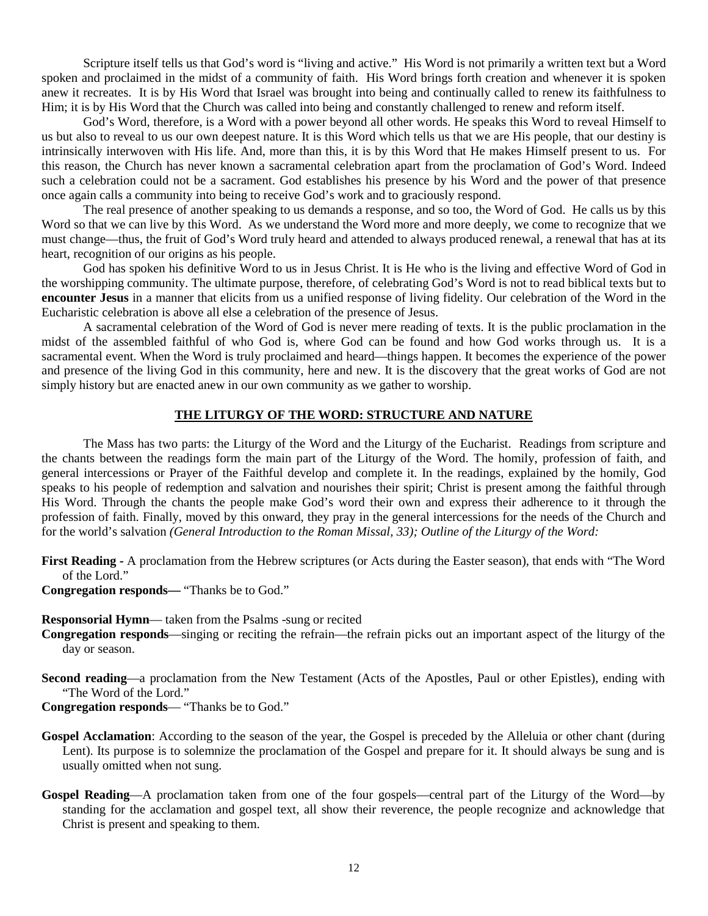Scripture itself tells us that God's word is "living and active." His Word is not primarily a written text but a Word spoken and proclaimed in the midst of a community of faith. His Word brings forth creation and whenever it is spoken anew it recreates. It is by His Word that Israel was brought into being and continually called to renew its faithfulness to Him; it is by His Word that the Church was called into being and constantly challenged to renew and reform itself.

God's Word, therefore, is a Word with a power beyond all other words. He speaks this Word to reveal Himself to us but also to reveal to us our own deepest nature. It is this Word which tells us that we are His people, that our destiny is intrinsically interwoven with His life. And, more than this, it is by this Word that He makes Himself present to us. For this reason, the Church has never known a sacramental celebration apart from the proclamation of God's Word. Indeed such a celebration could not be a sacrament. God establishes his presence by his Word and the power of that presence once again calls a community into being to receive God's work and to graciously respond.

The real presence of another speaking to us demands a response, and so too, the Word of God. He calls us by this Word so that we can live by this Word. As we understand the Word more and more deeply, we come to recognize that we must change—thus, the fruit of God's Word truly heard and attended to always produced renewal, a renewal that has at its heart, recognition of our origins as his people.

God has spoken his definitive Word to us in Jesus Christ. It is He who is the living and effective Word of God in the worshipping community. The ultimate purpose, therefore, of celebrating God's Word is not to read biblical texts but to **encounter Jesus** in a manner that elicits from us a unified response of living fidelity. Our celebration of the Word in the Eucharistic celebration is above all else a celebration of the presence of Jesus.

A sacramental celebration of the Word of God is never mere reading of texts. It is the public proclamation in the midst of the assembled faithful of who God is, where God can be found and how God works through us. It is a sacramental event. When the Word is truly proclaimed and heard—things happen. It becomes the experience of the power and presence of the living God in this community, here and new. It is the discovery that the great works of God are not simply history but are enacted anew in our own community as we gather to worship.

## THE LITURGY OF THE WORD: STRUCTURE AND NATURE

The Mass has two parts: the Liturgy of the Word and the Liturgy of the Eucharist. Readings from scripture and the chants between the readings form the main part of the Liturgy of the Word. The homily, profession of faith, and general intercessions or Prayer of the Faithful develop and complete it. In the readings, explained by the homily, God speaks to his people of redemption and salvation and nourishes their spirit; Christ is present among the faithful through His Word. Through the chants the people make God's word their own and express their adherence to it through the profession of faith. Finally, moved by this onward, they pray in the general intercessions for the needs of the Church and for the world's salvation *(General Introduction to the Roman Missal, 33); Outline of the Liturgy of the Word:*

**First Reading** - A proclamation from the Hebrew scriptures (or Acts during the Easter season), that ends with "The Word of the Lord."
**Congregation responds—** "Thanks be to God."

**Responsorial Hymn**— taken from the Psalms -sung or recited
**Congregation responds**—singing or reciting the refrain—the refrain picks out an important aspect of the liturgy of the day or season.

**Second reading**—a proclamation from the New Testament (Acts of the Apostles, Paul or other Epistles), ending with "The Word of the Lord."
**Congregation responds**— "Thanks be to God."

**Gospel Acclamation**: According to the season of the year, the Gospel is preceded by the Alleluia or other chant (during Lent). Its purpose is to solemnize the proclamation of the Gospel and prepare for it. It should always be sung and is usually omitted when not sung.

**Gospel Reading**—A proclamation taken from one of the four gospels—central part of the Liturgy of the Word—by standing for the acclamation and gospel text, all show their reverence, the people recognize and acknowledge that Christ is present and speaking to them.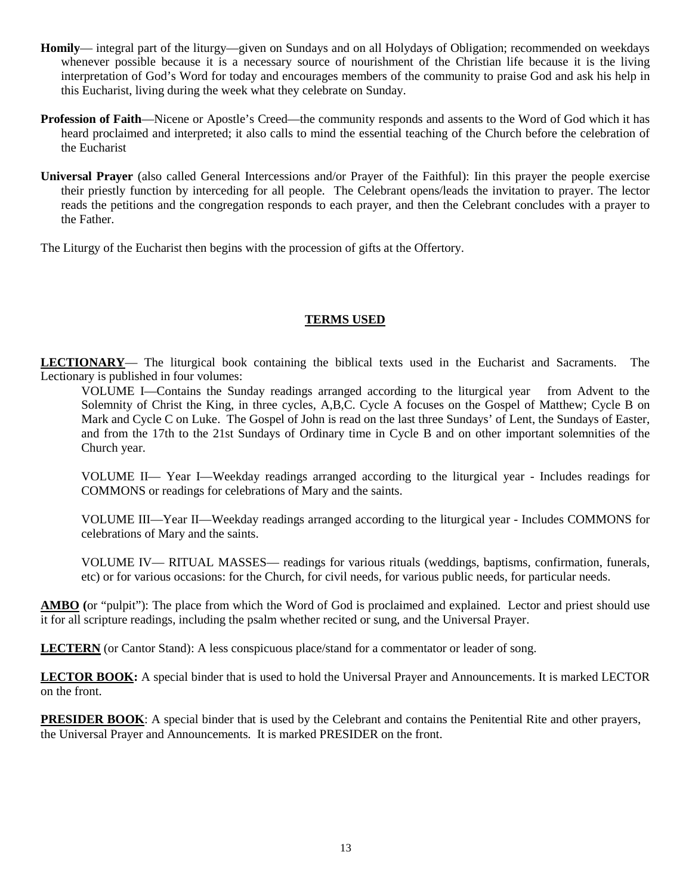**Homily**— integral part of the liturgy—given on Sundays and on all Holydays of Obligation; recommended on weekdays whenever possible because it is a necessary source of nourishment of the Christian life because it is the living interpretation of God's Word for today and encourages members of the community to praise God and ask his help in this Eucharist, living during the week what they celebrate on Sunday.

**Profession of Faith**—Nicene or Apostle's Creed—the community responds and assents to the Word of God which it has heard proclaimed and interpreted; it also calls to mind the essential teaching of the Church before the celebration of the Eucharist

**Universal Prayer** (also called General Intercessions and/or Prayer of the Faithful): Iin this prayer the people exercise their priestly function by interceding for all people. The Celebrant opens/leads the invitation to prayer. The lector reads the petitions and the congregation responds to each prayer, and then the Celebrant concludes with a prayer to the Father.

The Liturgy of the Eucharist then begins with the procession of gifts at the Offertory.

## TERMS USED

**LECTIONARY**— The liturgical book containing the biblical texts used in the Eucharist and Sacraments. The Lectionary is published in four volumes:

VOLUME I—Contains the Sunday readings arranged according to the liturgical year from Advent to the Solemnity of Christ the King, in three cycles, A,B,C. Cycle A focuses on the Gospel of Matthew; Cycle B on Mark and Cycle C on Luke. The Gospel of John is read on the last three Sundays' of Lent, the Sundays of Easter, and from the 17th to the 21st Sundays of Ordinary time in Cycle B and on other important solemnities of the Church year.

VOLUME II— Year I—Weekday readings arranged according to the liturgical year - Includes readings for COMMONS or readings for celebrations of Mary and the saints.

VOLUME III—Year II—Weekday readings arranged according to the liturgical year - Includes COMMONS for celebrations of Mary and the saints.

VOLUME IV— RITUAL MASSES— readings for various rituals (weddings, baptisms, confirmation, funerals, etc) or for various occasions: for the Church, for civil needs, for various public needs, for particular needs.

**AMBO** (or "pulpit"): The place from which the Word of God is proclaimed and explained. Lector and priest should use it for all scripture readings, including the psalm whether recited or sung, and the Universal Prayer.

**LECTERN** (or Cantor Stand): A less conspicuous place/stand for a commentator or leader of song.

**LECTOR BOOK:** A special binder that is used to hold the Universal Prayer and Announcements. It is marked LECTOR on the front.

**PRESIDER BOOK**: A special binder that is used by the Celebrant and contains the Penitential Rite and other prayers, the Universal Prayer and Announcements. It is marked PRESIDER on the front.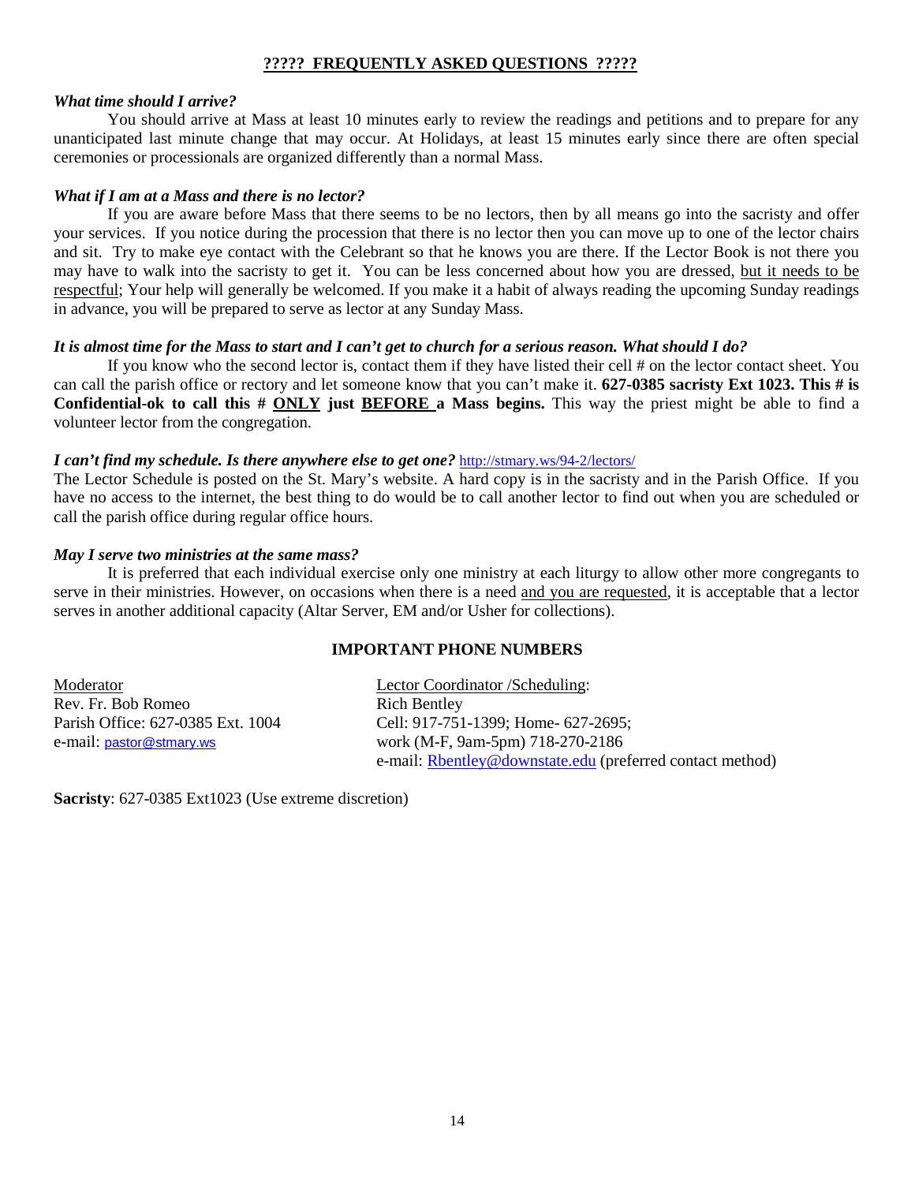## ????? FREQUENTLY ASKED QUESTIONS ?????

***What time should I arrive?***

You should arrive at Mass at least 10 minutes early to review the readings and petitions and to prepare for any unanticipated last minute change that may occur. At Holidays, at least 15 minutes early since there are often special ceremonies or processionals are organized differently than a normal Mass.

***What if I am at a Mass and there is no lector?***

If you are aware before Mass that there seems to be no lectors, then by all means go into the sacristy and offer your services. If you notice during the procession that there is no lector then you can move up to one of the lector chairs and sit. Try to make eye contact with the Celebrant so that he knows you are there. If the Lector Book is not there you may have to walk into the sacristy to get it. You can be less concerned about how you are dressed, <u>but it needs to be respectful</u>; Your help will generally be welcomed. If you make it a habit of always reading the upcoming Sunday readings in advance, you will be prepared to serve as lector at any Sunday Mass.

***It is almost time for the Mass to start and I can't get to church for a serious reason. What should I do?***

If you know who the second lector is, contact them if they have listed their cell # on the lector contact sheet. You can call the parish office or rectory and let someone know that you can't make it. **627-0385 sacristy Ext 1023. This # is Confidential-ok to call this # <u>ONLY</u> just <u>BEFORE</u> a Mass begins.** This way the priest might be able to find a volunteer lector from the congregation.

***I can't find my schedule. Is there anywhere else to get one?*** http://stmary.ws/94-2/lectors/

The Lector Schedule is posted on the St. Mary's website. A hard copy is in the sacristy and in the Parish Office. If you have no access to the internet, the best thing to do would be to call another lector to find out when you are scheduled or call the parish office during regular office hours.

***May I serve two ministries at the same mass?***

It is preferred that each individual exercise only one ministry at each liturgy to allow other more congregants to serve in their ministries. However, on occasions when there is a need <u>and you are requested</u>, it is acceptable that a lector serves in another additional capacity (Altar Server, EM and/or Usher for collections).

### IMPORTANT PHONE NUMBERS

<u>Moderator</u>
Rev. Fr. Bob Romeo
Parish Office: 627-0385 Ext. 1004
e-mail: pastor@stmary.ws

<u>Lector Coordinator /Scheduling</u>:
Rich Bentley
Cell: 917-751-1399; Home- 627-2695;
work (M-F, 9am-5pm) 718-270-2186
e-mail: Rbentley@downstate.edu (preferred contact method)

**Sacristy**: 627-0385 Ext1023 (Use extreme discretion)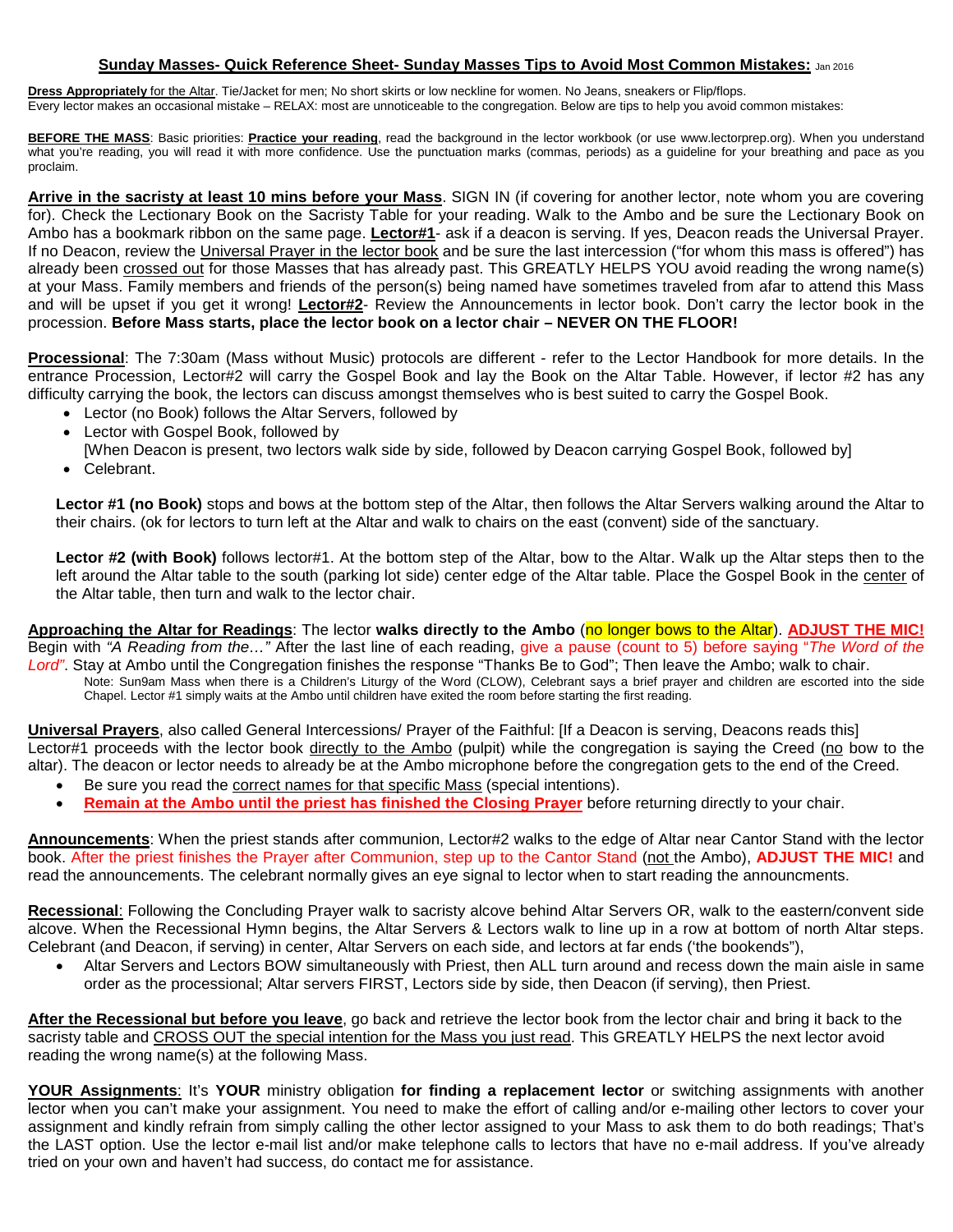## Sunday Masses- Quick Reference Sheet- Sunday Masses Tips to Avoid Most Common Mistakes: Jan 2016

**Dress Appropriately** for the Altar. Tie/Jacket for men; No short skirts or low neckline for women. No Jeans, sneakers or Flip/flops.
Every lector makes an occasional mistake – RELAX: most are unnoticeable to the congregation. Below are tips to help you avoid common mistakes:

**BEFORE THE MASS**: Basic priorities: **Practice your reading**, read the background in the lector workbook (or use www.lectorprep.org). When you understand what you're reading, you will read it with more confidence. Use the punctuation marks (commas, periods) as a guideline for your breathing and pace as you proclaim.

**Arrive in the sacristy at least 10 mins before your Mass**. SIGN IN (if covering for another lector, note whom you are covering for). Check the Lectionary Book on the Sacristy Table for your reading. Walk to the Ambo and be sure the Lectionary Book on Ambo has a bookmark ribbon on the same page. **Lector#1**- ask if a deacon is serving. If yes, Deacon reads the Universal Prayer. If no Deacon, review the Universal Prayer in the lector book and be sure the last intercession ("for whom this mass is offered") has already been crossed out for those Masses that has already past. This GREATLY HELPS YOU avoid reading the wrong name(s) at your Mass. Family members and friends of the person(s) being named have sometimes traveled from afar to attend this Mass and will be upset if you get it wrong! **Lector#2**- Review the Announcements in lector book. Don't carry the lector book in the procession. **Before Mass starts, place the lector book on a lector chair – NEVER ON THE FLOOR!**

**Processional**: The 7:30am (Mass without Music) protocols are different - refer to the Lector Handbook for more details. In the entrance Procession, Lector#2 will carry the Gospel Book and lay the Book on the Altar Table. However, if lector #2 has any difficulty carrying the book, the lectors can discuss amongst themselves who is best suited to carry the Gospel Book.

- Lector (no Book) follows the Altar Servers, followed by
- Lector with Gospel Book, followed by
  [When Deacon is present, two lectors walk side by side, followed by Deacon carrying Gospel Book, followed by]
- Celebrant.

**Lector #1 (no Book)** stops and bows at the bottom step of the Altar, then follows the Altar Servers walking around the Altar to their chairs. (ok for lectors to turn left at the Altar and walk to chairs on the east (convent) side of the sanctuary.

**Lector #2 (with Book)** follows lector#1. At the bottom step of the Altar, bow to the Altar. Walk up the Altar steps then to the left around the Altar table to the south (parking lot side) center edge of the Altar table. Place the Gospel Book in the center of the Altar table, then turn and walk to the lector chair.

**Approaching the Altar for Readings**: The lector **walks directly to the Ambo** (no longer bows to the Altar). **ADJUST THE MIC!** Begin with *"A Reading from the…"* After the last line of each reading, give a pause (count to 5) before saying "*The Word of the Lord"*. Stay at Ambo until the Congregation finishes the response "Thanks Be to God"; Then leave the Ambo; walk to chair.
Note: Sun9am Mass when there is a Children's Liturgy of the Word (CLOW), Celebrant says a brief prayer and children are escorted into the side Chapel. Lector #1 simply waits at the Ambo until children have exited the room before starting the first reading.

**Universal Prayers**, also called General Intercessions/ Prayer of the Faithful: [If a Deacon is serving, Deacons reads this]
Lector#1 proceeds with the lector book directly to the Ambo (pulpit) while the congregation is saying the Creed (no bow to the altar). The deacon or lector needs to already be at the Ambo microphone before the congregation gets to the end of the Creed.

- Be sure you read the correct names for that specific Mass (special intentions).
- **Remain at the Ambo until the priest has finished the Closing Prayer** before returning directly to your chair.

**Announcements**: When the priest stands after communion, Lector#2 walks to the edge of Altar near Cantor Stand with the lector book. After the priest finishes the Prayer after Communion, step up to the Cantor Stand (not the Ambo), **ADJUST THE MIC!** and read the announcements. The celebrant normally gives an eye signal to lector when to start reading the announcments.

**Recessional**: Following the Concluding Prayer walk to sacristy alcove behind Altar Servers OR, walk to the eastern/convent side alcove. When the Recessional Hymn begins, the Altar Servers & Lectors walk to line up in a row at bottom of north Altar steps. Celebrant (and Deacon, if serving) in center, Altar Servers on each side, and lectors at far ends ('the bookends"),

- Altar Servers and Lectors BOW simultaneously with Priest, then ALL turn around and recess down the main aisle in same order as the processional; Altar servers FIRST, Lectors side by side, then Deacon (if serving), then Priest.

**After the Recessional but before you leave**, go back and retrieve the lector book from the lector chair and bring it back to the sacristy table and CROSS OUT the special intention for the Mass you just read. This GREATLY HELPS the next lector avoid reading the wrong name(s) at the following Mass.

**YOUR Assignments**: It's **YOUR** ministry obligation **for finding a replacement lector** or switching assignments with another lector when you can't make your assignment. You need to make the effort of calling and/or e-mailing other lectors to cover your assignment and kindly refrain from simply calling the other lector assigned to your Mass to ask them to do both readings; That's the LAST option. Use the lector e-mail list and/or make telephone calls to lectors that have no e-mail address. If you've already tried on your own and haven't had success, do contact me for assistance.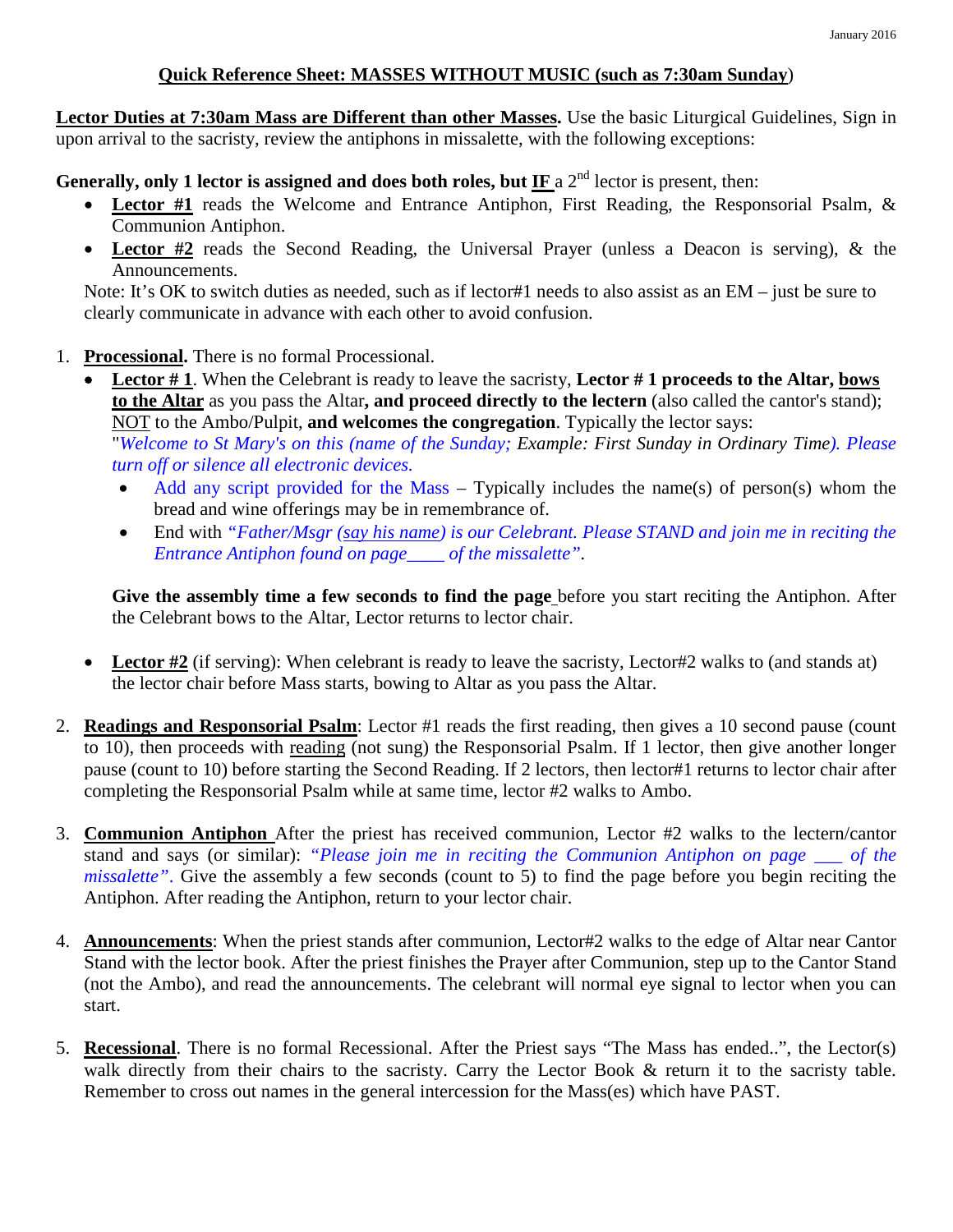## Quick Reference Sheet: MASSES WITHOUT MUSIC (such as 7:30am Sunday)

**Lector Duties at 7:30am Mass are Different than other Masses.** Use the basic Liturgical Guidelines, Sign in upon arrival to the sacristy, review the antiphons in missalette, with the following exceptions:

**Generally, only 1 lector is assigned and does both roles, but IF** a 2nd lector is present, then:

- **Lector #1** reads the Welcome and Entrance Antiphon, First Reading, the Responsorial Psalm, & Communion Antiphon.
- **Lector #2** reads the Second Reading, the Universal Prayer (unless a Deacon is serving), & the Announcements.

Note: It's OK to switch duties as needed, such as if lector#1 needs to also assist as an EM – just be sure to clearly communicate in advance with each other to avoid confusion.

1. **Processional.** There is no formal Processional.
   - **Lector # 1**. When the Celebrant is ready to leave the sacristy, **Lector # 1 proceeds to the Altar, bows to the Altar** as you pass the Altar**, and proceed directly to the lectern** (also called the cantor's stand); NOT to the Ambo/Pulpit, **and welcomes the congregation**. Typically the lector says: "*Welcome to St Mary's on this (name of the Sunday;* Example: First Sunday in Ordinary Time*). Please turn off or silence all electronic devices.*
     - Add any script provided for the Mass – Typically includes the name(s) of person(s) whom the bread and wine offerings may be in remembrance of.
     - End with *"Father/Msgr (say his name) is our Celebrant. Please STAND and join me in reciting the Entrance Antiphon found on page____ of the missalette".*

   **Give the assembly time a few seconds to find the page** before you start reciting the Antiphon. After the Celebrant bows to the Altar, Lector returns to lector chair.

   - **Lector #2** (if serving): When celebrant is ready to leave the sacristy, Lector#2 walks to (and stands at) the lector chair before Mass starts, bowing to Altar as you pass the Altar.

2. **Readings and Responsorial Psalm**: Lector #1 reads the first reading, then gives a 10 second pause (count to 10), then proceeds with reading (not sung) the Responsorial Psalm. If 1 lector, then give another longer pause (count to 10) before starting the Second Reading. If 2 lectors, then lector#1 returns to lector chair after completing the Responsorial Psalm while at same time, lector #2 walks to Ambo.

3. **Communion Antiphon** After the priest has received communion, Lector #2 walks to the lectern/cantor stand and says (or similar): *"Please join me in reciting the Communion Antiphon on page ___ of the missalette"*. Give the assembly a few seconds (count to 5) to find the page before you begin reciting the Antiphon. After reading the Antiphon, return to your lector chair.

4. **Announcements**: When the priest stands after communion, Lector#2 walks to the edge of Altar near Cantor Stand with the lector book. After the priest finishes the Prayer after Communion, step up to the Cantor Stand (not the Ambo), and read the announcements. The celebrant will normal eye signal to lector when you can start.

5. **Recessional**. There is no formal Recessional. After the Priest says "The Mass has ended..", the Lector(s) walk directly from their chairs to the sacristy. Carry the Lector Book & return it to the sacristy table. Remember to cross out names in the general intercession for the Mass(es) which have PAST.